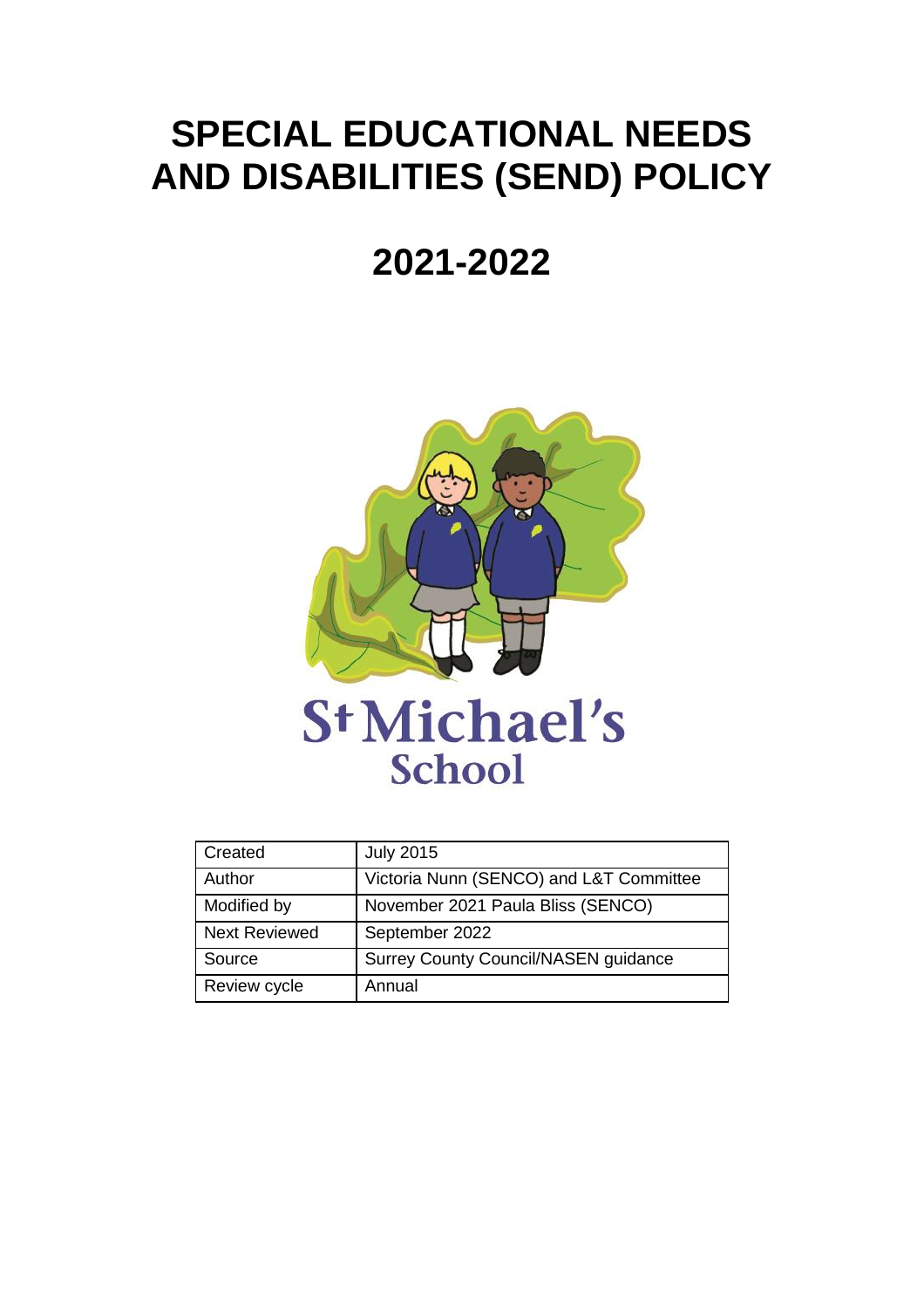# SPECIAL EDUCATIONAL NEEDS AND DISABILITIES (SEND) POLICY

# 2021-2022

St Michael's School

| Created | July 2015 |
|---|---|
| Author | Victoria Nunn (SENCO) and L&T Committee |
| Modified by | November 2021 Paula Bliss (SENCO) |
| Next Reviewed | September 2022 |
| Source | Surrey County Council/NASEN guidance |
| Review cycle | Annual |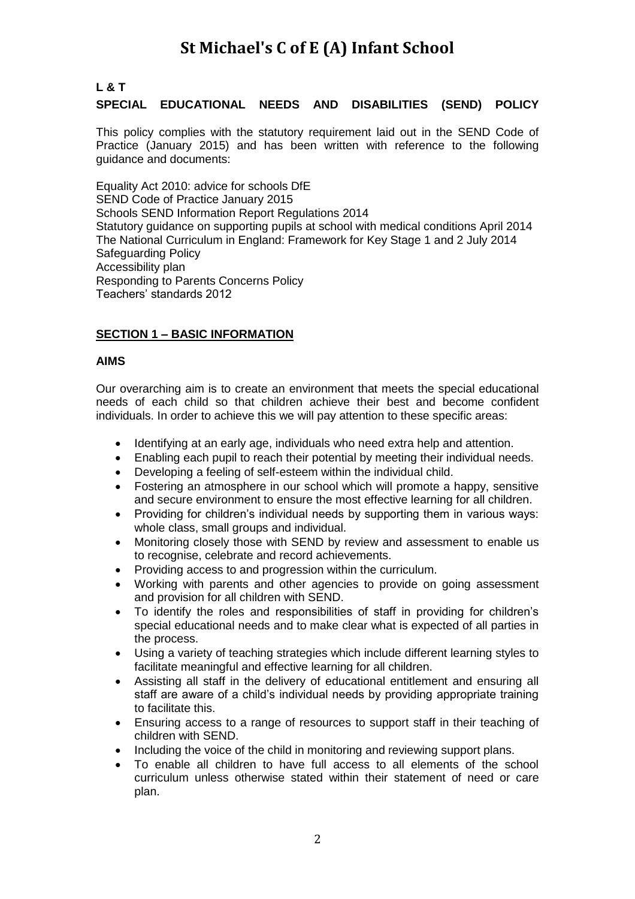# St Michael's C of E (A) Infant School

**L & T**

**SPECIAL EDUCATIONAL NEEDS AND DISABILITIES (SEND) POLICY**

This policy complies with the statutory requirement laid out in the SEND Code of Practice (January 2015) and has been written with reference to the following guidance and documents:

Equality Act 2010: advice for schools DfE
SEND Code of Practice January 2015
Schools SEND Information Report Regulations 2014
Statutory guidance on supporting pupils at school with medical conditions April 2014
The National Curriculum in England: Framework for Key Stage 1 and 2 July 2014
Safeguarding Policy
Accessibility plan
Responding to Parents Concerns Policy
Teachers' standards 2012

## SECTION 1 – BASIC INFORMATION

### AIMS

Our overarching aim is to create an environment that meets the special educational needs of each child so that children achieve their best and become confident individuals. In order to achieve this we will pay attention to these specific areas:

- Identifying at an early age, individuals who need extra help and attention.
- Enabling each pupil to reach their potential by meeting their individual needs.
- Developing a feeling of self-esteem within the individual child.
- Fostering an atmosphere in our school which will promote a happy, sensitive and secure environment to ensure the most effective learning for all children.
- Providing for children's individual needs by supporting them in various ways: whole class, small groups and individual.
- Monitoring closely those with SEND by review and assessment to enable us to recognise, celebrate and record achievements.
- Providing access to and progression within the curriculum.
- Working with parents and other agencies to provide on going assessment and provision for all children with SEND.
- To identify the roles and responsibilities of staff in providing for children's special educational needs and to make clear what is expected of all parties in the process.
- Using a variety of teaching strategies which include different learning styles to facilitate meaningful and effective learning for all children.
- Assisting all staff in the delivery of educational entitlement and ensuring all staff are aware of a child's individual needs by providing appropriate training to facilitate this.
- Ensuring access to a range of resources to support staff in their teaching of children with SEND.
- Including the voice of the child in monitoring and reviewing support plans.
- To enable all children to have full access to all elements of the school curriculum unless otherwise stated within their statement of need or care plan.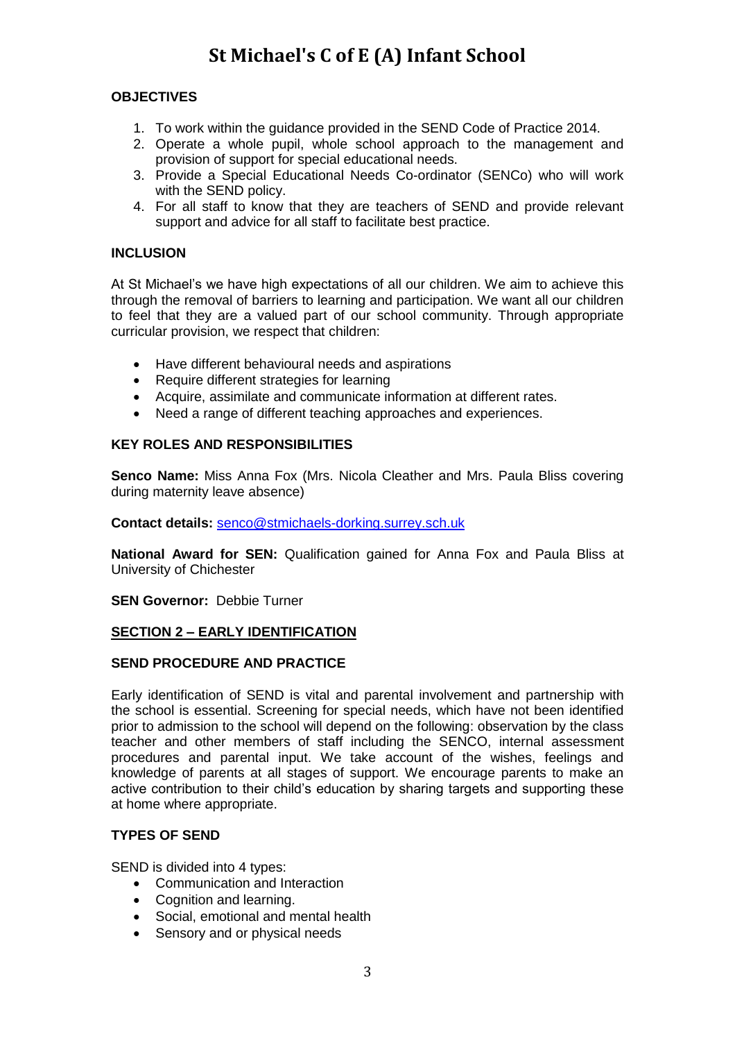**OBJECTIVES**

1. To work within the guidance provided in the SEND Code of Practice 2014.
2. Operate a whole pupil, whole school approach to the management and provision of support for special educational needs.
3. Provide a Special Educational Needs Co-ordinator (SENCo) who will work with the SEND policy.
4. For all staff to know that they are teachers of SEND and provide relevant support and advice for all staff to facilitate best practice.

**INCLUSION**

At St Michael's we have high expectations of all our children. We aim to achieve this through the removal of barriers to learning and participation. We want all our children to feel that they are a valued part of our school community. Through appropriate curricular provision, we respect that children:

- Have different behavioural needs and aspirations
- Require different strategies for learning
- Acquire, assimilate and communicate information at different rates.
- Need a range of different teaching approaches and experiences.

**KEY ROLES AND RESPONSIBILITIES**

**Senco Name:** Miss Anna Fox (Mrs. Nicola Cleather and Mrs. Paula Bliss covering during maternity leave absence)

**Contact details:** senco@stmichaels-dorking.surrey.sch.uk

**National Award for SEN:** Qualification gained for Anna Fox and Paula Bliss at University of Chichester

**SEN Governor:** Debbie Turner

## SECTION 2 – EARLY IDENTIFICATION

**SEND PROCEDURE AND PRACTICE**

Early identification of SEND is vital and parental involvement and partnership with the school is essential. Screening for special needs, which have not been identified prior to admission to the school will depend on the following: observation by the class teacher and other members of staff including the SENCO, internal assessment procedures and parental input. We take account of the wishes, feelings and knowledge of parents at all stages of support. We encourage parents to make an active contribution to their child's education by sharing targets and supporting these at home where appropriate.

**TYPES OF SEND**

SEND is divided into 4 types:

- Communication and Interaction
- Cognition and learning.
- Social, emotional and mental health
- Sensory and or physical needs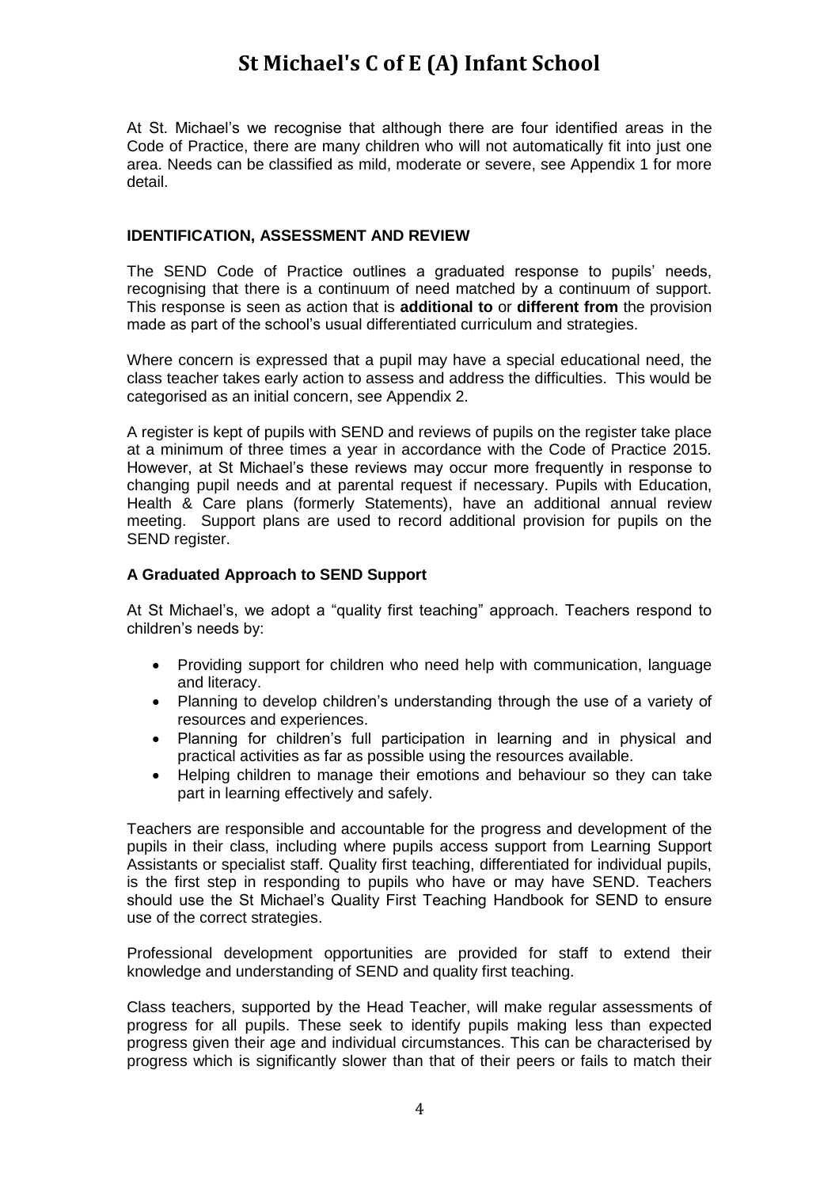At St. Michael's we recognise that although there are four identified areas in the Code of Practice, there are many children who will not automatically fit into just one area. Needs can be classified as mild, moderate or severe, see Appendix 1 for more detail.

## IDENTIFICATION, ASSESSMENT AND REVIEW

The SEND Code of Practice outlines a graduated response to pupils' needs, recognising that there is a continuum of need matched by a continuum of support. This response is seen as action that is **additional to** or **different from** the provision made as part of the school's usual differentiated curriculum and strategies.

Where concern is expressed that a pupil may have a special educational need, the class teacher takes early action to assess and address the difficulties. This would be categorised as an initial concern, see Appendix 2.

A register is kept of pupils with SEND and reviews of pupils on the register take place at a minimum of three times a year in accordance with the Code of Practice 2015. However, at St Michael's these reviews may occur more frequently in response to changing pupil needs and at parental request if necessary. Pupils with Education, Health & Care plans (formerly Statements), have an additional annual review meeting. Support plans are used to record additional provision for pupils on the SEND register.

### A Graduated Approach to SEND Support

At St Michael's, we adopt a "quality first teaching" approach. Teachers respond to children's needs by:

- Providing support for children who need help with communication, language and literacy.
- Planning to develop children's understanding through the use of a variety of resources and experiences.
- Planning for children's full participation in learning and in physical and practical activities as far as possible using the resources available.
- Helping children to manage their emotions and behaviour so they can take part in learning effectively and safely.

Teachers are responsible and accountable for the progress and development of the pupils in their class, including where pupils access support from Learning Support Assistants or specialist staff. Quality first teaching, differentiated for individual pupils, is the first step in responding to pupils who have or may have SEND. Teachers should use the St Michael's Quality First Teaching Handbook for SEND to ensure use of the correct strategies.

Professional development opportunities are provided for staff to extend their knowledge and understanding of SEND and quality first teaching.

Class teachers, supported by the Head Teacher, will make regular assessments of progress for all pupils. These seek to identify pupils making less than expected progress given their age and individual circumstances. This can be characterised by progress which is significantly slower than that of their peers or fails to match their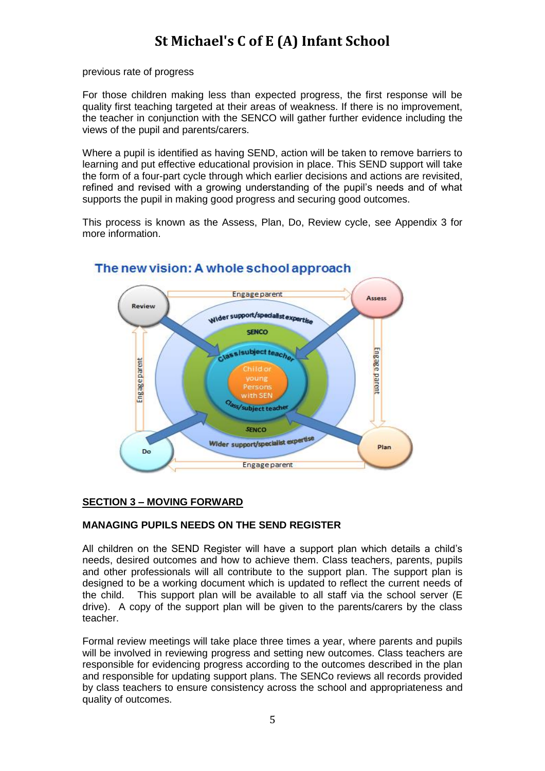previous rate of progress

For those children making less than expected progress, the first response will be quality first teaching targeted at their areas of weakness. If there is no improvement, the teacher in conjunction with the SENCO will gather further evidence including the views of the pupil and parents/carers.

Where a pupil is identified as having SEND, action will be taken to remove barriers to learning and put effective educational provision in place. This SEND support will take the form of a four-part cycle through which earlier decisions and actions are revisited, refined and revised with a growing understanding of the pupil's needs and of what supports the pupil in making good progress and securing good outcomes.

This process is known as the Assess, Plan, Do, Review cycle, see Appendix 3 for more information.

The new vision: A whole school approach

Review — Engage parent — Assess — Engage parent — Plan — Engage parent — Do — Engage parent

Wider support/specialist expertise

SENCO

Class/subject teacher

Child or young Persons with SEN

## SECTION 3 – MOVING FORWARD

### MANAGING PUPILS NEEDS ON THE SEND REGISTER

All children on the SEND Register will have a support plan which details a child's needs, desired outcomes and how to achieve them. Class teachers, parents, pupils and other professionals will all contribute to the support plan. The support plan is designed to be a working document which is updated to reflect the current needs of the child. This support plan will be available to all staff via the school server (E drive). A copy of the support plan will be given to the parents/carers by the class teacher.

Formal review meetings will take place three times a year, where parents and pupils will be involved in reviewing progress and setting new outcomes. Class teachers are responsible for evidencing progress according to the outcomes described in the plan and responsible for updating support plans. The SENCo reviews all records provided by class teachers to ensure consistency across the school and appropriateness and quality of outcomes.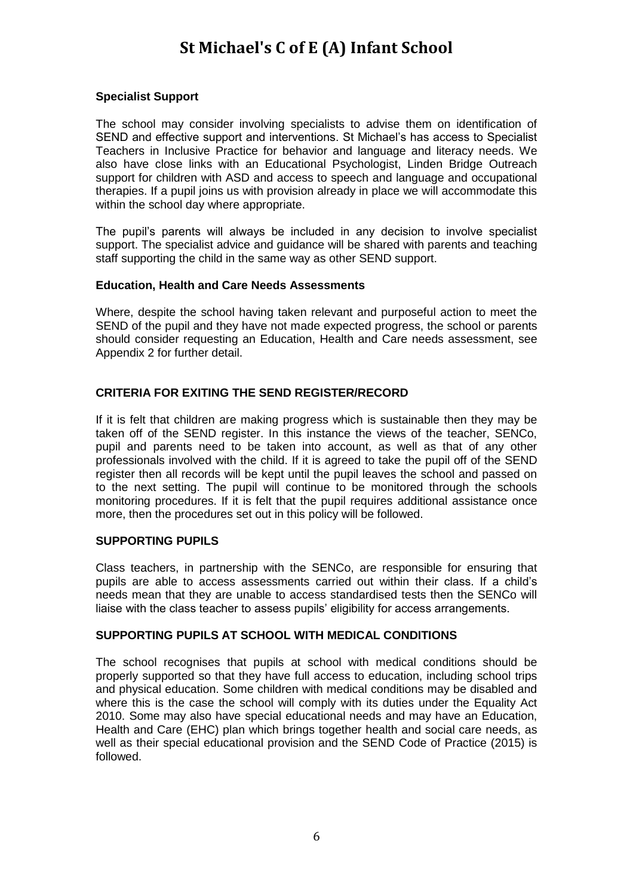**Specialist Support**

The school may consider involving specialists to advise them on identification of SEND and effective support and interventions. St Michael's has access to Specialist Teachers in Inclusive Practice for behavior and language and literacy needs. We also have close links with an Educational Psychologist, Linden Bridge Outreach support for children with ASD and access to speech and language and occupational therapies. If a pupil joins us with provision already in place we will accommodate this within the school day where appropriate.

The pupil's parents will always be included in any decision to involve specialist support. The specialist advice and guidance will be shared with parents and teaching staff supporting the child in the same way as other SEND support.

**Education, Health and Care Needs Assessments**

Where, despite the school having taken relevant and purposeful action to meet the SEND of the pupil and they have not made expected progress, the school or parents should consider requesting an Education, Health and Care needs assessment, see Appendix 2 for further detail.

**CRITERIA FOR EXITING THE SEND REGISTER/RECORD**

If it is felt that children are making progress which is sustainable then they may be taken off of the SEND register. In this instance the views of the teacher, SENCo, pupil and parents need to be taken into account, as well as that of any other professionals involved with the child. If it is agreed to take the pupil off of the SEND register then all records will be kept until the pupil leaves the school and passed on to the next setting. The pupil will continue to be monitored through the schools monitoring procedures. If it is felt that the pupil requires additional assistance once more, then the procedures set out in this policy will be followed.

**SUPPORTING PUPILS**

Class teachers, in partnership with the SENCo, are responsible for ensuring that pupils are able to access assessments carried out within their class. If a child's needs mean that they are unable to access standardised tests then the SENCo will liaise with the class teacher to assess pupils' eligibility for access arrangements.

**SUPPORTING PUPILS AT SCHOOL WITH MEDICAL CONDITIONS**

The school recognises that pupils at school with medical conditions should be properly supported so that they have full access to education, including school trips and physical education. Some children with medical conditions may be disabled and where this is the case the school will comply with its duties under the Equality Act 2010. Some may also have special educational needs and may have an Education, Health and Care (EHC) plan which brings together health and social care needs, as well as their special educational provision and the SEND Code of Practice (2015) is followed.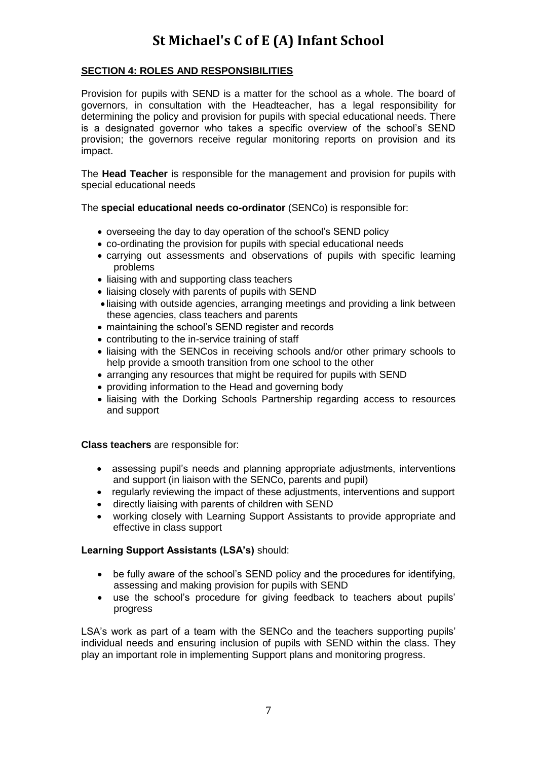## SECTION 4: ROLES AND RESPONSIBILITIES

Provision for pupils with SEND is a matter for the school as a whole. The board of governors, in consultation with the Headteacher, has a legal responsibility for determining the policy and provision for pupils with special educational needs. There is a designated governor who takes a specific overview of the school's SEND provision; the governors receive regular monitoring reports on provision and its impact.

The **Head Teacher** is responsible for the management and provision for pupils with special educational needs

The **special educational needs co-ordinator** (SENCo) is responsible for:

- overseeing the day to day operation of the school's SEND policy
- co-ordinating the provision for pupils with special educational needs
- carrying out assessments and observations of pupils with specific learning problems
- liaising with and supporting class teachers
- liaising closely with parents of pupils with SEND
- liaising with outside agencies, arranging meetings and providing a link between these agencies, class teachers and parents
- maintaining the school's SEND register and records
- contributing to the in-service training of staff
- liaising with the SENCos in receiving schools and/or other primary schools to help provide a smooth transition from one school to the other
- arranging any resources that might be required for pupils with SEND
- providing information to the Head and governing body
- liaising with the Dorking Schools Partnership regarding access to resources and support

**Class teachers** are responsible for:

- assessing pupil's needs and planning appropriate adjustments, interventions and support (in liaison with the SENCo, parents and pupil)
- regularly reviewing the impact of these adjustments, interventions and support
- directly liaising with parents of children with SEND
- working closely with Learning Support Assistants to provide appropriate and effective in class support

**Learning Support Assistants (LSA's)** should:

- be fully aware of the school's SEND policy and the procedures for identifying, assessing and making provision for pupils with SEND
- use the school's procedure for giving feedback to teachers about pupils' progress

LSA's work as part of a team with the SENCo and the teachers supporting pupils' individual needs and ensuring inclusion of pupils with SEND within the class. They play an important role in implementing Support plans and monitoring progress.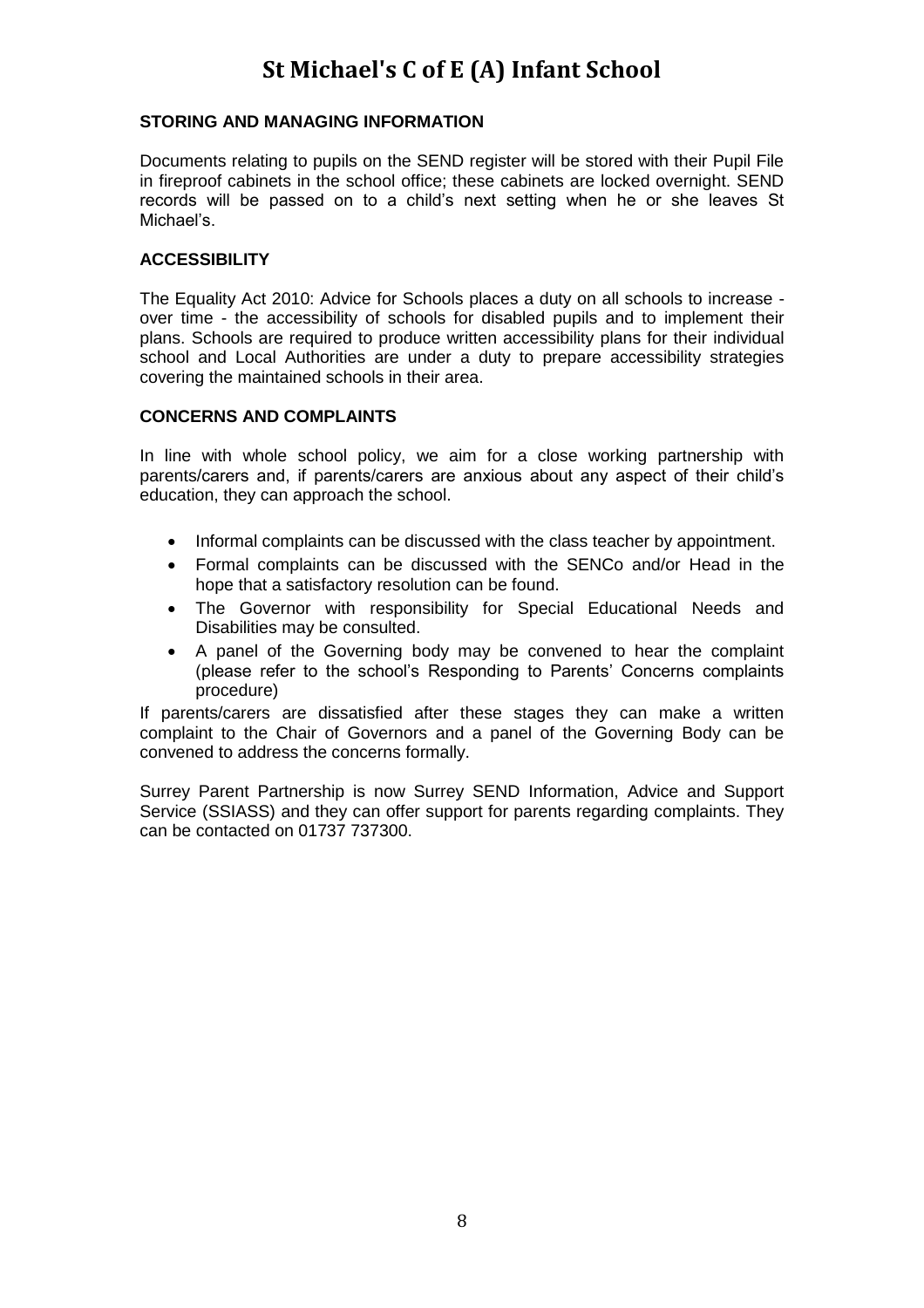## STORING AND MANAGING INFORMATION

Documents relating to pupils on the SEND register will be stored with their Pupil File in fireproof cabinets in the school office; these cabinets are locked overnight. SEND records will be passed on to a child's next setting when he or she leaves St Michael's.

## ACCESSIBILITY

The Equality Act 2010: Advice for Schools places a duty on all schools to increase - over time - the accessibility of schools for disabled pupils and to implement their plans. Schools are required to produce written accessibility plans for their individual school and Local Authorities are under a duty to prepare accessibility strategies covering the maintained schools in their area.

## CONCERNS AND COMPLAINTS

In line with whole school policy, we aim for a close working partnership with parents/carers and, if parents/carers are anxious about any aspect of their child's education, they can approach the school.

- Informal complaints can be discussed with the class teacher by appointment.
- Formal complaints can be discussed with the SENCo and/or Head in the hope that a satisfactory resolution can be found.
- The Governor with responsibility for Special Educational Needs and Disabilities may be consulted.
- A panel of the Governing body may be convened to hear the complaint (please refer to the school's Responding to Parents' Concerns complaints procedure)

If parents/carers are dissatisfied after these stages they can make a written complaint to the Chair of Governors and a panel of the Governing Body can be convened to address the concerns formally.

Surrey Parent Partnership is now Surrey SEND Information, Advice and Support Service (SSIASS) and they can offer support for parents regarding complaints. They can be contacted on 01737 737300.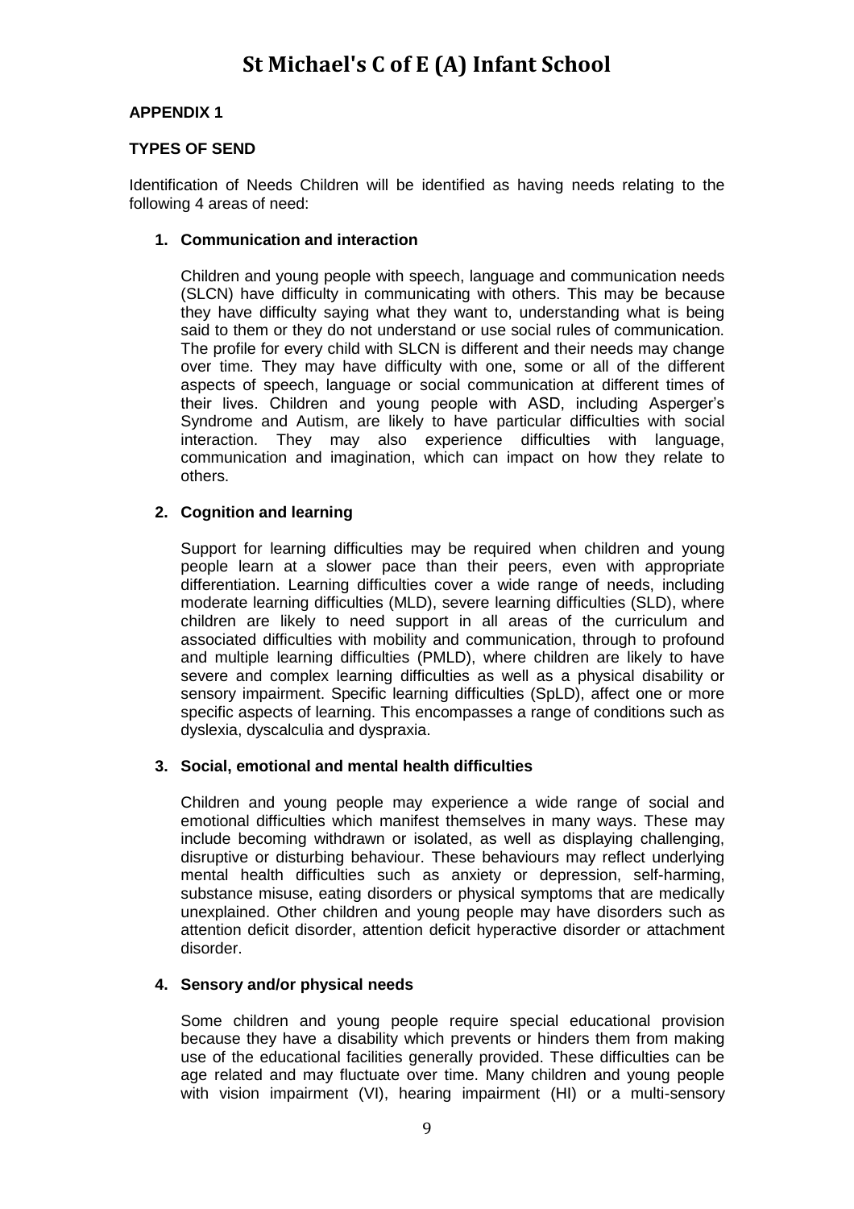## APPENDIX 1

### TYPES OF SEND

Identification of Needs Children will be identified as having needs relating to the following 4 areas of need:

1. **Communication and interaction**

   Children and young people with speech, language and communication needs (SLCN) have difficulty in communicating with others. This may be because they have difficulty saying what they want to, understanding what is being said to them or they do not understand or use social rules of communication. The profile for every child with SLCN is different and their needs may change over time. They may have difficulty with one, some or all of the different aspects of speech, language or social communication at different times of their lives. Children and young people with ASD, including Asperger's Syndrome and Autism, are likely to have particular difficulties with social interaction. They may also experience difficulties with language, communication and imagination, which can impact on how they relate to others.

2. **Cognition and learning**

   Support for learning difficulties may be required when children and young people learn at a slower pace than their peers, even with appropriate differentiation. Learning difficulties cover a wide range of needs, including moderate learning difficulties (MLD), severe learning difficulties (SLD), where children are likely to need support in all areas of the curriculum and associated difficulties with mobility and communication, through to profound and multiple learning difficulties (PMLD), where children are likely to have severe and complex learning difficulties as well as a physical disability or sensory impairment. Specific learning difficulties (SpLD), affect one or more specific aspects of learning. This encompasses a range of conditions such as dyslexia, dyscalculia and dyspraxia.

3. **Social, emotional and mental health difficulties**

   Children and young people may experience a wide range of social and emotional difficulties which manifest themselves in many ways. These may include becoming withdrawn or isolated, as well as displaying challenging, disruptive or disturbing behaviour. These behaviours may reflect underlying mental health difficulties such as anxiety or depression, self-harming, substance misuse, eating disorders or physical symptoms that are medically unexplained. Other children and young people may have disorders such as attention deficit disorder, attention deficit hyperactive disorder or attachment disorder.

4. **Sensory and/or physical needs**

   Some children and young people require special educational provision because they have a disability which prevents or hinders them from making use of the educational facilities generally provided. These difficulties can be age related and may fluctuate over time. Many children and young people with vision impairment (VI), hearing impairment (HI) or a multi-sensory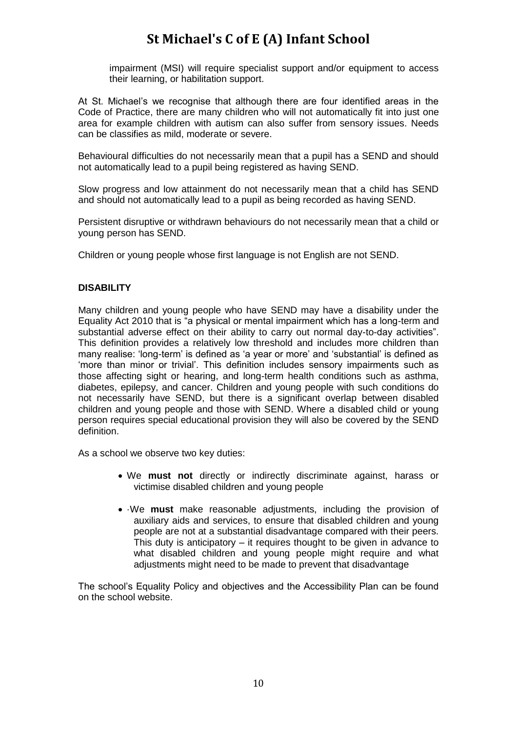impairment (MSI) will require specialist support and/or equipment to access their learning, or habilitation support.

At St. Michael's we recognise that although there are four identified areas in the Code of Practice, there are many children who will not automatically fit into just one area for example children with autism can also suffer from sensory issues. Needs can be classifies as mild, moderate or severe.

Behavioural difficulties do not necessarily mean that a pupil has a SEND and should not automatically lead to a pupil being registered as having SEND.

Slow progress and low attainment do not necessarily mean that a child has SEND and should not automatically lead to a pupil as being recorded as having SEND.

Persistent disruptive or withdrawn behaviours do not necessarily mean that a child or young person has SEND.

Children or young people whose first language is not English are not SEND.

**DISABILITY**

Many children and young people who have SEND may have a disability under the Equality Act 2010 that is "a physical or mental impairment which has a long-term and substantial adverse effect on their ability to carry out normal day-to-day activities". This definition provides a relatively low threshold and includes more children than many realise: 'long-term' is defined as 'a year or more' and 'substantial' is defined as 'more than minor or trivial'. This definition includes sensory impairments such as those affecting sight or hearing, and long-term health conditions such as asthma, diabetes, epilepsy, and cancer. Children and young people with such conditions do not necessarily have SEND, but there is a significant overlap between disabled children and young people and those with SEND. Where a disabled child or young person requires special educational provision they will also be covered by the SEND definition.

As a school we observe two key duties:

- We **must not** directly or indirectly discriminate against, harass or victimise disabled children and young people
- ·We **must** make reasonable adjustments, including the provision of auxiliary aids and services, to ensure that disabled children and young people are not at a substantial disadvantage compared with their peers. This duty is anticipatory – it requires thought to be given in advance to what disabled children and young people might require and what adjustments might need to be made to prevent that disadvantage

The school's Equality Policy and objectives and the Accessibility Plan can be found on the school website.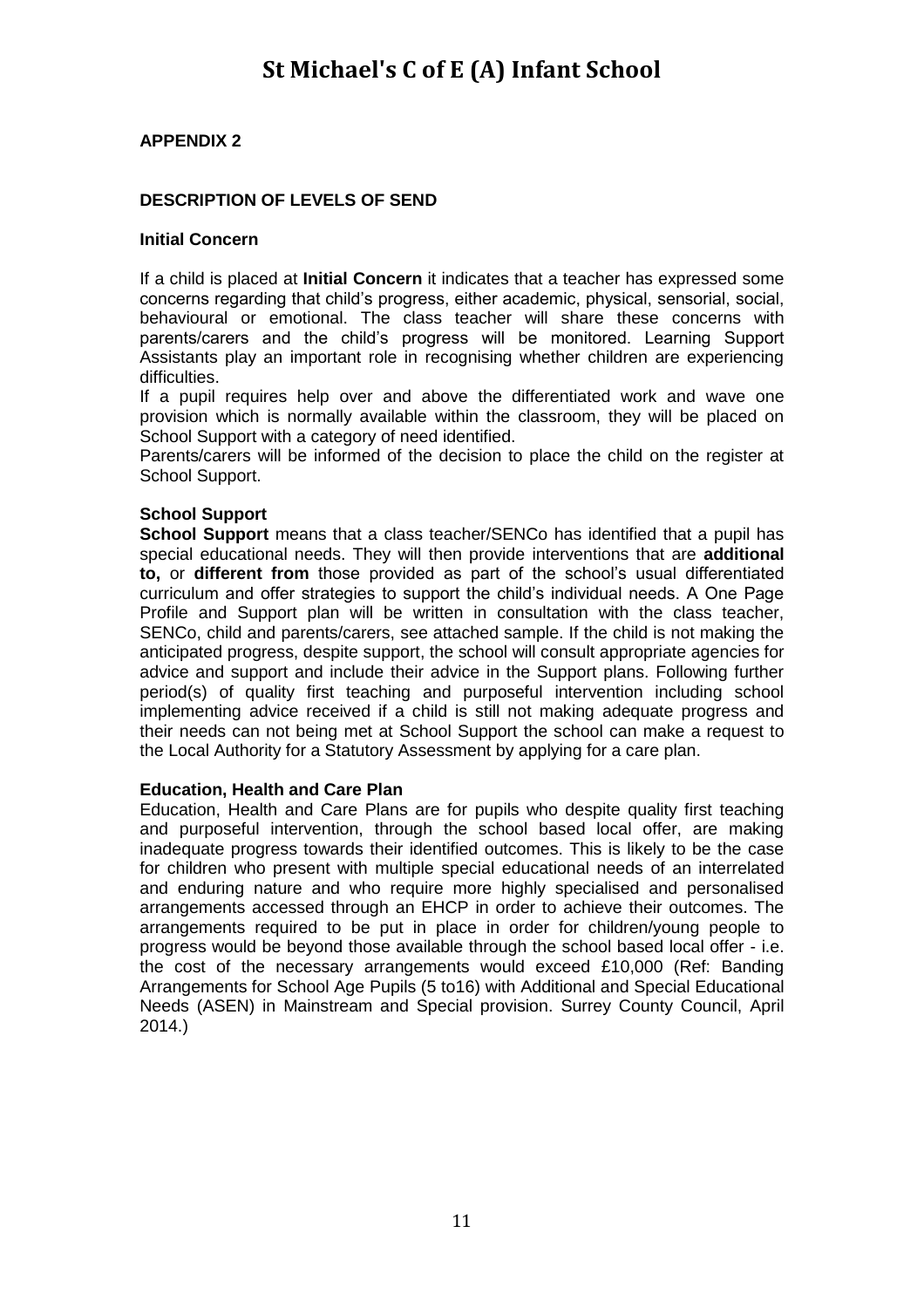## APPENDIX 2

### DESCRIPTION OF LEVELS OF SEND

**Initial Concern**

If a child is placed at **Initial Concern** it indicates that a teacher has expressed some concerns regarding that child's progress, either academic, physical, sensorial, social, behavioural or emotional. The class teacher will share these concerns with parents/carers and the child's progress will be monitored. Learning Support Assistants play an important role in recognising whether children are experiencing difficulties.

If a pupil requires help over and above the differentiated work and wave one provision which is normally available within the classroom, they will be placed on School Support with a category of need identified.

Parents/carers will be informed of the decision to place the child on the register at School Support.

**School Support**

**School Support** means that a class teacher/SENCo has identified that a pupil has special educational needs. They will then provide interventions that are **additional to,** or **different from** those provided as part of the school's usual differentiated curriculum and offer strategies to support the child's individual needs. A One Page Profile and Support plan will be written in consultation with the class teacher, SENCo, child and parents/carers, see attached sample. If the child is not making the anticipated progress, despite support, the school will consult appropriate agencies for advice and support and include their advice in the Support plans. Following further period(s) of quality first teaching and purposeful intervention including school implementing advice received if a child is still not making adequate progress and their needs can not being met at School Support the school can make a request to the Local Authority for a Statutory Assessment by applying for a care plan.

**Education, Health and Care Plan**

Education, Health and Care Plans are for pupils who despite quality first teaching and purposeful intervention, through the school based local offer, are making inadequate progress towards their identified outcomes. This is likely to be the case for children who present with multiple special educational needs of an interrelated and enduring nature and who require more highly specialised and personalised arrangements accessed through an EHCP in order to achieve their outcomes. The arrangements required to be put in place in order for children/young people to progress would be beyond those available through the school based local offer - i.e. the cost of the necessary arrangements would exceed £10,000 (Ref: Banding Arrangements for School Age Pupils (5 to16) with Additional and Special Educational Needs (ASEN) in Mainstream and Special provision. Surrey County Council, April 2014.)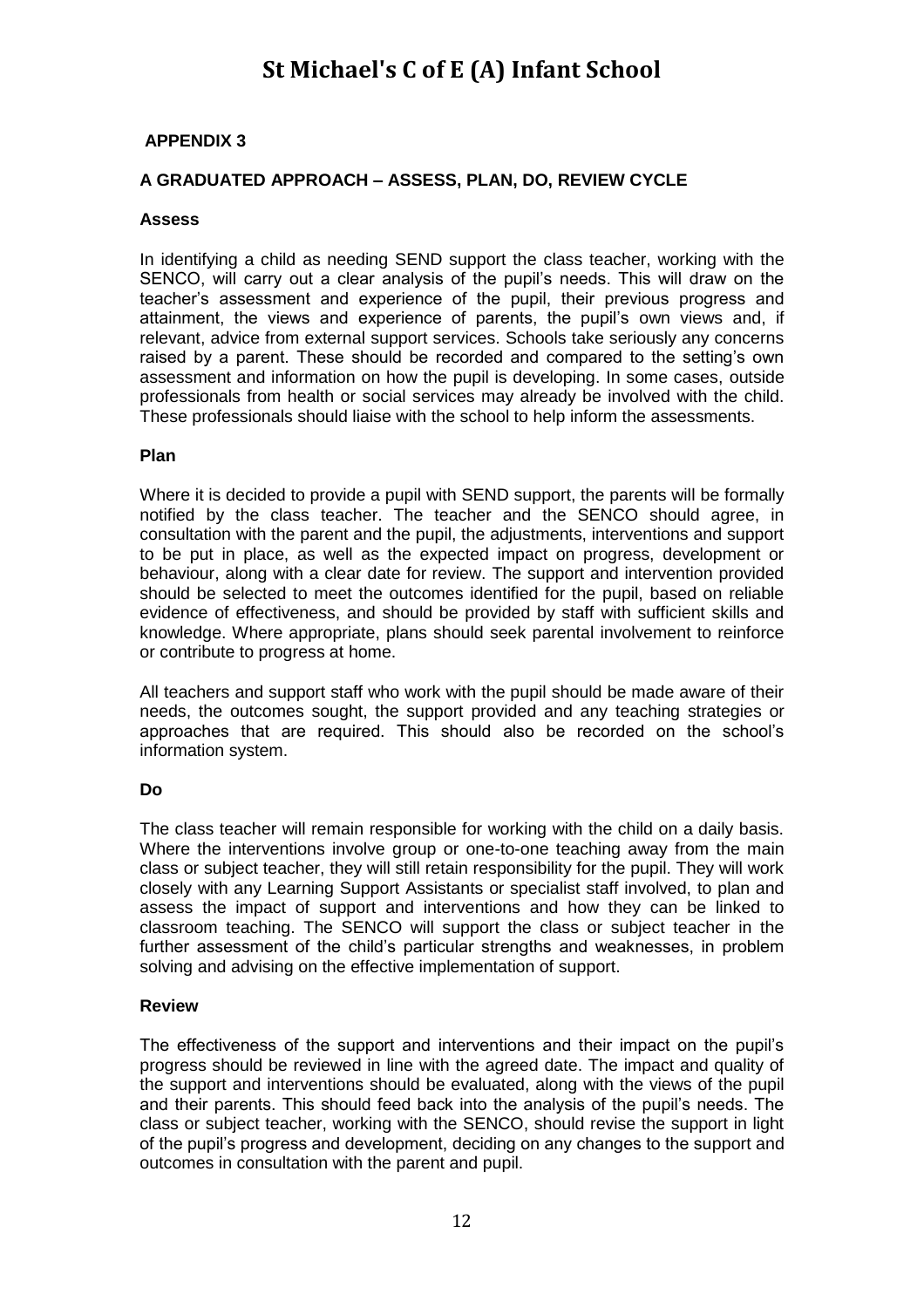## APPENDIX 3

### A GRADUATED APPROACH – ASSESS, PLAN, DO, REVIEW CYCLE

**Assess**

In identifying a child as needing SEND support the class teacher, working with the SENCO, will carry out a clear analysis of the pupil's needs. This will draw on the teacher's assessment and experience of the pupil, their previous progress and attainment, the views and experience of parents, the pupil's own views and, if relevant, advice from external support services. Schools take seriously any concerns raised by a parent. These should be recorded and compared to the setting's own assessment and information on how the pupil is developing. In some cases, outside professionals from health or social services may already be involved with the child. These professionals should liaise with the school to help inform the assessments.

**Plan**

Where it is decided to provide a pupil with SEND support, the parents will be formally notified by the class teacher. The teacher and the SENCO should agree, in consultation with the parent and the pupil, the adjustments, interventions and support to be put in place, as well as the expected impact on progress, development or behaviour, along with a clear date for review. The support and intervention provided should be selected to meet the outcomes identified for the pupil, based on reliable evidence of effectiveness, and should be provided by staff with sufficient skills and knowledge. Where appropriate, plans should seek parental involvement to reinforce or contribute to progress at home.

All teachers and support staff who work with the pupil should be made aware of their needs, the outcomes sought, the support provided and any teaching strategies or approaches that are required. This should also be recorded on the school's information system.

**Do**

The class teacher will remain responsible for working with the child on a daily basis. Where the interventions involve group or one-to-one teaching away from the main class or subject teacher, they will still retain responsibility for the pupil. They will work closely with any Learning Support Assistants or specialist staff involved, to plan and assess the impact of support and interventions and how they can be linked to classroom teaching. The SENCO will support the class or subject teacher in the further assessment of the child's particular strengths and weaknesses, in problem solving and advising on the effective implementation of support.

**Review**

The effectiveness of the support and interventions and their impact on the pupil's progress should be reviewed in line with the agreed date. The impact and quality of the support and interventions should be evaluated, along with the views of the pupil and their parents. This should feed back into the analysis of the pupil's needs. The class or subject teacher, working with the SENCO, should revise the support in light of the pupil's progress and development, deciding on any changes to the support and outcomes in consultation with the parent and pupil.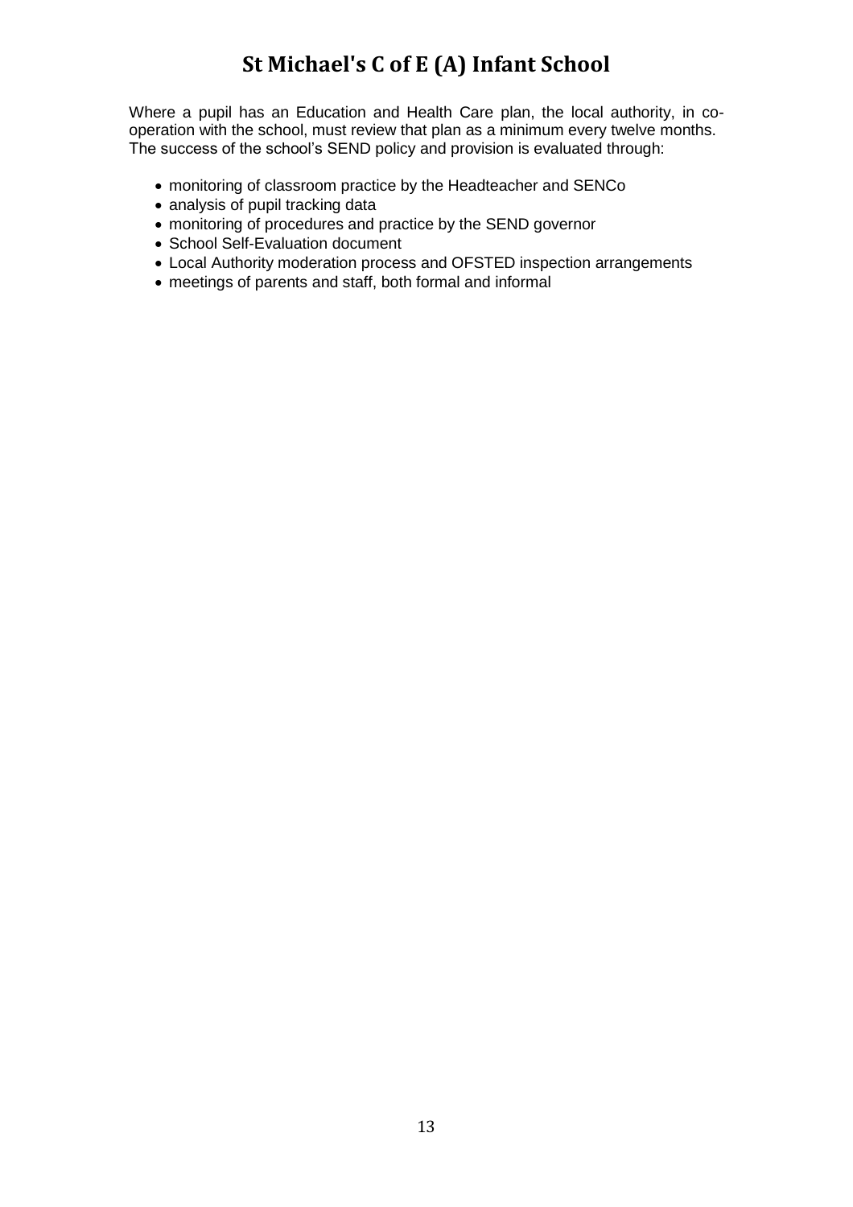Where a pupil has an Education and Health Care plan, the local authority, in co-operation with the school, must review that plan as a minimum every twelve months. The success of the school's SEND policy and provision is evaluated through:

- monitoring of classroom practice by the Headteacher and SENCo
- analysis of pupil tracking data
- monitoring of procedures and practice by the SEND governor
- School Self-Evaluation document
- Local Authority moderation process and OFSTED inspection arrangements
- meetings of parents and staff, both formal and informal